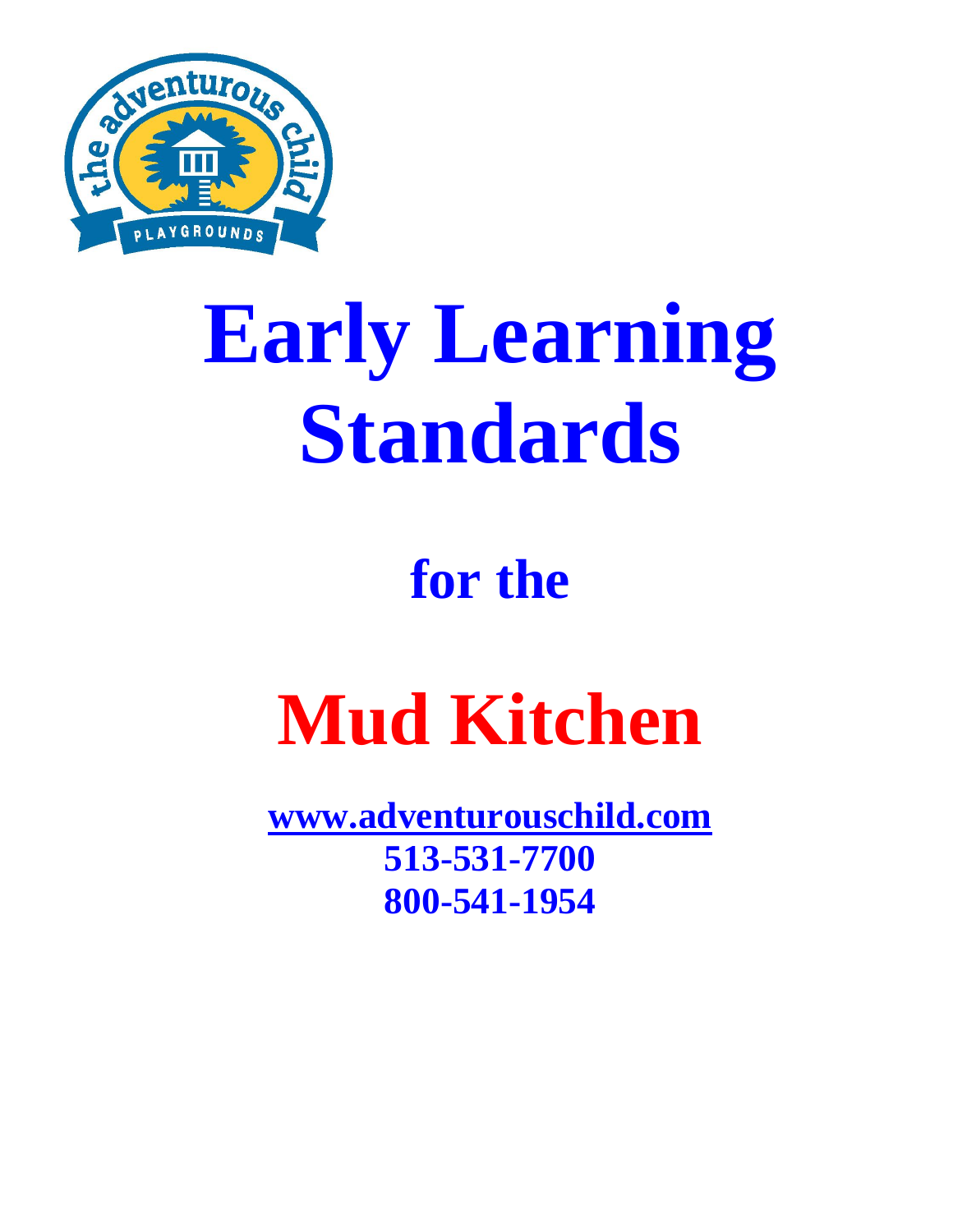# Early Learning Standards

## for the

# Mud Kitchen

**[www.adventurouschild.com](http://www.adventurouschild.com)**

**513-531-7700**

**800-541-1954**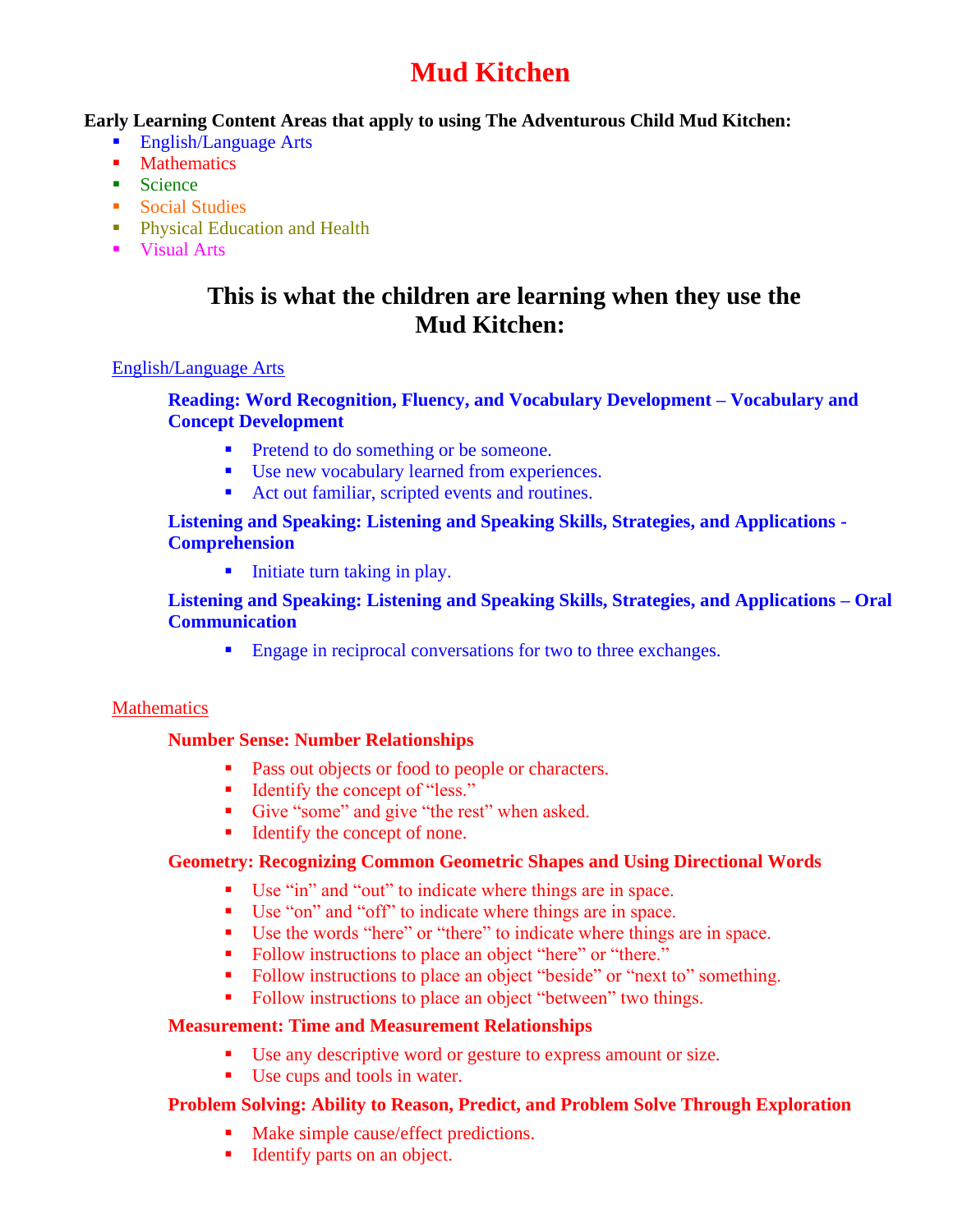# Mud Kitchen

**Early Learning Content Areas that apply to using The Adventurous Child Mud Kitchen:**

- English/Language Arts
- Mathematics
- Science
- Social Studies
- Physical Education and Health
- Visual Arts

## This is what the children are learning when they use the Mud Kitchen:

English/Language Arts

**Reading: Word Recognition, Fluency, and Vocabulary Development – Vocabulary and Concept Development**

- Pretend to do something or be someone.
- Use new vocabulary learned from experiences.
- Act out familiar, scripted events and routines.

**Listening and Speaking: Listening and Speaking Skills, Strategies, and Applications - Comprehension**

- Initiate turn taking in play.

**Listening and Speaking: Listening and Speaking Skills, Strategies, and Applications – Oral Communication**

- Engage in reciprocal conversations for two to three exchanges.

Mathematics

**Number Sense: Number Relationships**

- Pass out objects or food to people or characters.
- Identify the concept of "less."
- Give "some" and give "the rest" when asked.
- Identify the concept of none.

**Geometry: Recognizing Common Geometric Shapes and Using Directional Words**

- Use "in" and "out" to indicate where things are in space.
- Use "on" and "off" to indicate where things are in space.
- Use the words "here" or "there" to indicate where things are in space.
- Follow instructions to place an object "here" or "there."
- Follow instructions to place an object "beside" or "next to" something.
- Follow instructions to place an object "between" two things.

**Measurement: Time and Measurement Relationships**

- Use any descriptive word or gesture to express amount or size.
- Use cups and tools in water.

**Problem Solving: Ability to Reason, Predict, and Problem Solve Through Exploration**

- Make simple cause/effect predictions.
- Identify parts on an object.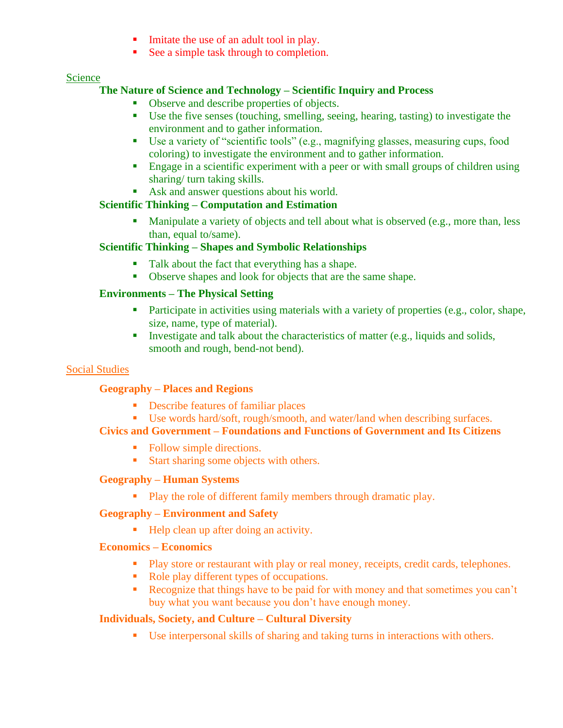- Imitate the use of an adult tool in play.
- See a simple task through to completion.

## Science

### The Nature of Science and Technology – Scientific Inquiry and Process

- Observe and describe properties of objects.
- Use the five senses (touching, smelling, seeing, hearing, tasting) to investigate the environment and to gather information.
- Use a variety of “scientific tools” (e.g., magnifying glasses, measuring cups, food coloring) to investigate the environment and to gather information.
- Engage in a scientific experiment with a peer or with small groups of children using sharing/ turn taking skills.
- Ask and answer questions about his world.

### Scientific Thinking – Computation and Estimation

- Manipulate a variety of objects and tell about what is observed (e.g., more than, less than, equal to/same).

### Scientific Thinking – Shapes and Symbolic Relationships

- Talk about the fact that everything has a shape.
- Observe shapes and look for objects that are the same shape.

### Environments – The Physical Setting

- Participate in activities using materials with a variety of properties (e.g., color, shape, size, name, type of material).
- Investigate and talk about the characteristics of matter (e.g., liquids and solids, smooth and rough, bend-not bend).

## Social Studies

### Geography – Places and Regions

- Describe features of familiar places
- Use words hard/soft, rough/smooth, and water/land when describing surfaces.

### Civics and Government – Foundations and Functions of Government and Its Citizens

- Follow simple directions.
- Start sharing some objects with others.

### Geography – Human Systems

- Play the role of different family members through dramatic play.

### Geography – Environment and Safety

- Help clean up after doing an activity.

### Economics – Economics

- Play store or restaurant with play or real money, receipts, credit cards, telephones.
- Role play different types of occupations.
- Recognize that things have to be paid for with money and that sometimes you can’t buy what you want because you don’t have enough money.

### Individuals, Society, and Culture – Cultural Diversity

- Use interpersonal skills of sharing and taking turns in interactions with others.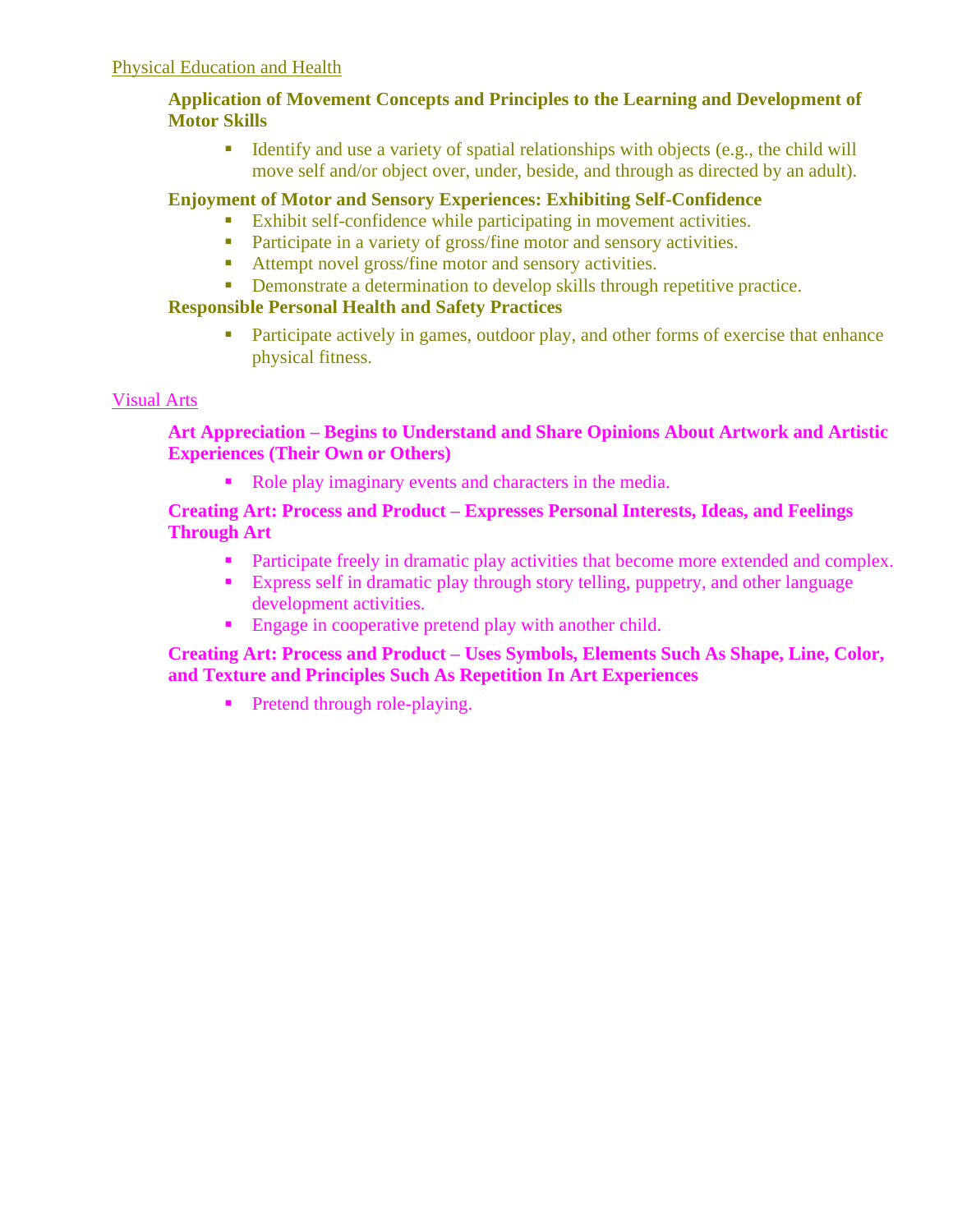Physical Education and Health

**Application of Movement Concepts and Principles to the Learning and Development of Motor Skills**

- Identify and use a variety of spatial relationships with objects (e.g., the child will move self and/or object over, under, beside, and through as directed by an adult).

**Enjoyment of Motor and Sensory Experiences: Exhibiting Self-Confidence**

- Exhibit self-confidence while participating in movement activities.
- Participate in a variety of gross/fine motor and sensory activities.
- Attempt novel gross/fine motor and sensory activities.
- Demonstrate a determination to develop skills through repetitive practice.

**Responsible Personal Health and Safety Practices**

- Participate actively in games, outdoor play, and other forms of exercise that enhance physical fitness.

Visual Arts

**Art Appreciation – Begins to Understand and Share Opinions About Artwork and Artistic Experiences (Their Own or Others)**

- Role play imaginary events and characters in the media.

**Creating Art: Process and Product – Expresses Personal Interests, Ideas, and Feelings Through Art**

- Participate freely in dramatic play activities that become more extended and complex.
- Express self in dramatic play through story telling, puppetry, and other language development activities.
- Engage in cooperative pretend play with another child.

**Creating Art: Process and Product – Uses Symbols, Elements Such As Shape, Line, Color, and Texture and Principles Such As Repetition In Art Experiences**

- Pretend through role-playing.